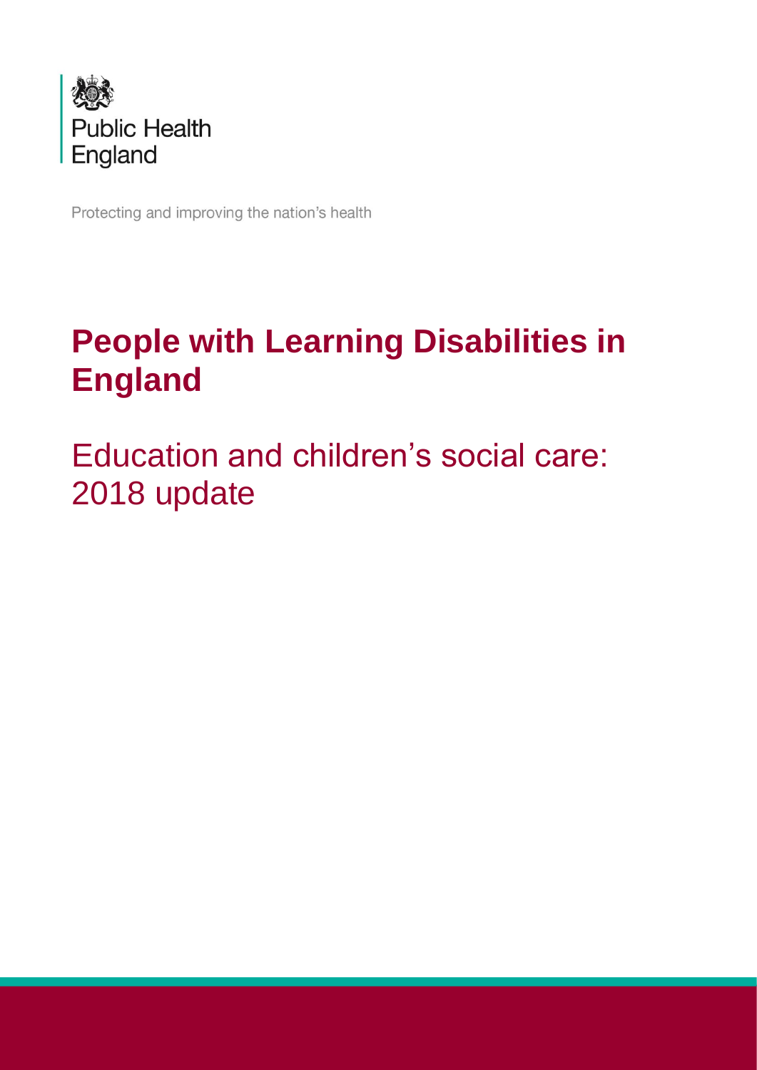Public Health England

Protecting and improving the nation's health

# People with Learning Disabilities in England

## Education and children's social care: 2018 update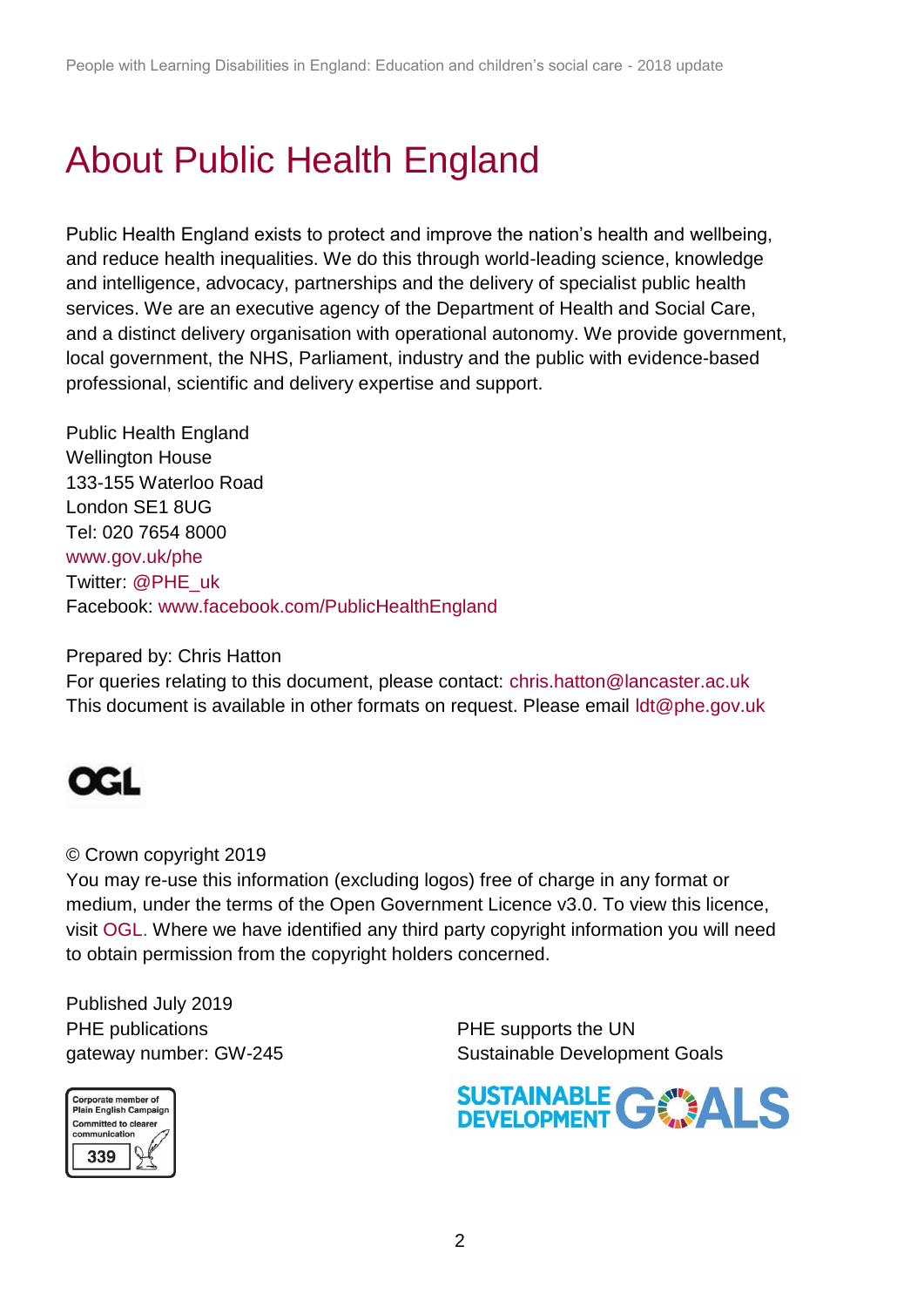# About Public Health England

Public Health England exists to protect and improve the nation's health and wellbeing, and reduce health inequalities. We do this through world-leading science, knowledge and intelligence, advocacy, partnerships and the delivery of specialist public health services. We are an executive agency of the Department of Health and Social Care, and a distinct delivery organisation with operational autonomy. We provide government, local government, the NHS, Parliament, industry and the public with evidence-based professional, scientific and delivery expertise and support.

Public Health England
Wellington House
133-155 Waterloo Road
London SE1 8UG
Tel: 020 7654 8000
www.gov.uk/phe
Twitter: @PHE_uk
Facebook: www.facebook.com/PublicHealthEngland

Prepared by: Chris Hatton
For queries relating to this document, please contact: chris.hatton@lancaster.ac.uk
This document is available in other formats on request. Please email ldt@phe.gov.uk

© Crown copyright 2019
You may re-use this information (excluding logos) free of charge in any format or medium, under the terms of the Open Government Licence v3.0. To view this licence, visit OGL. Where we have identified any third party copyright information you will need to obtain permission from the copyright holders concerned.

Published July 2019
PHE publications
gateway number: GW-245

PHE supports the UN
Sustainable Development Goals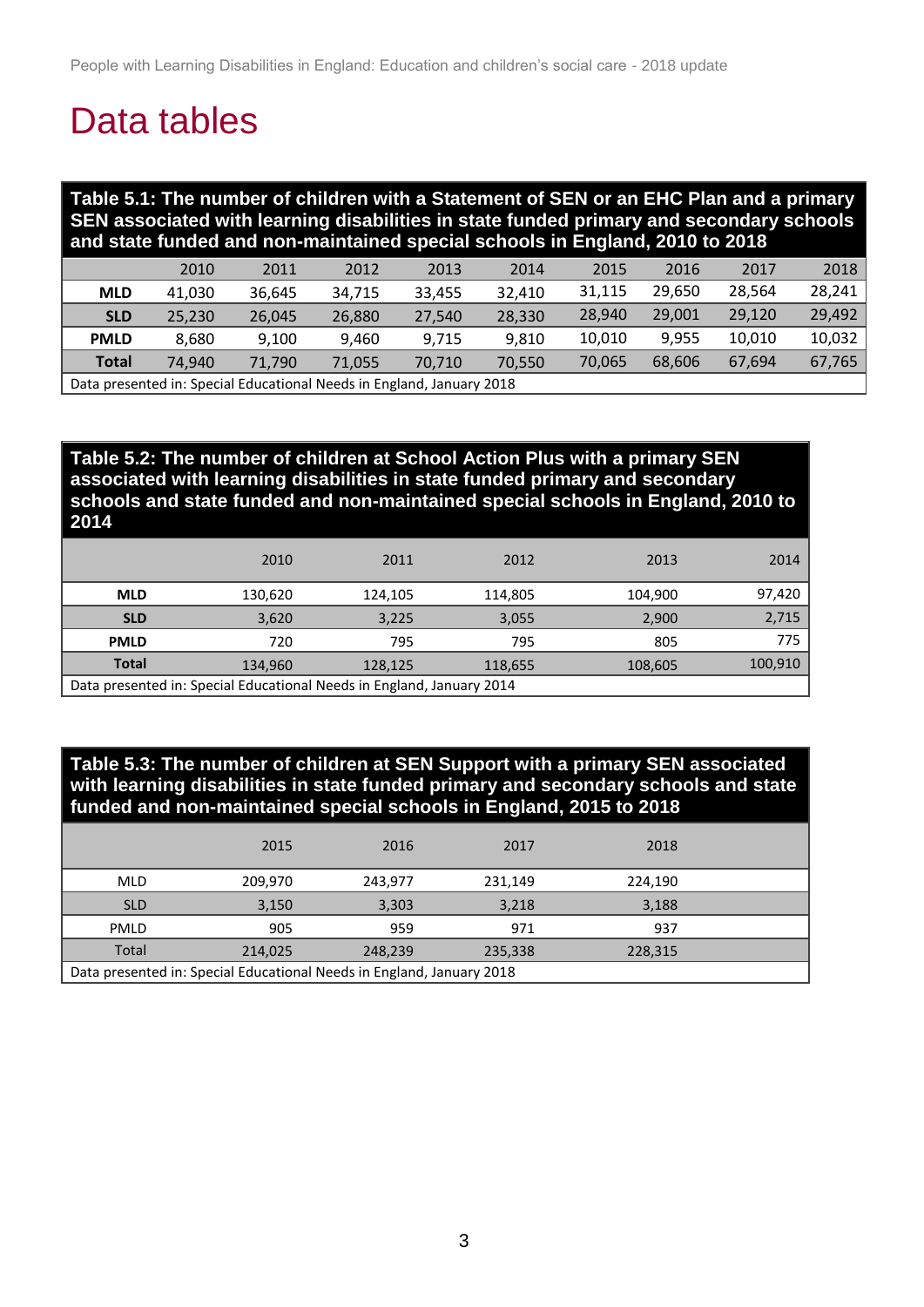# Data tables

**Table 5.1: The number of children with a Statement of SEN or an EHC Plan and a primary SEN associated with learning disabilities in state funded primary and secondary schools and state funded and non-maintained special schools in England, 2010 to 2018**

| | 2010 | 2011 | 2012 | 2013 | 2014 | 2015 | 2016 | 2017 | 2018 |
|---|---|---|---|---|---|---|---|---|---|
| **MLD** | 41,030 | 36,645 | 34,715 | 33,455 | 32,410 | 31,115 | 29,650 | 28,564 | 28,241 |
| **SLD** | 25,230 | 26,045 | 26,880 | 27,540 | 28,330 | 28,940 | 29,001 | 29,120 | 29,492 |
| **PMLD** | 8,680 | 9,100 | 9,460 | 9,715 | 9,810 | 10,010 | 9,955 | 10,010 | 10,032 |
| **Total** | 74,940 | 71,790 | 71,055 | 70,710 | 70,550 | 70,065 | 68,606 | 67,694 | 67,765 |

Data presented in: Special Educational Needs in England, January 2018

**Table 5.2: The number of children at School Action Plus with a primary SEN associated with learning disabilities in state funded primary and secondary schools and state funded and non-maintained special schools in England, 2010 to 2014**

| | 2010 | 2011 | 2012 | 2013 | 2014 |
|---|---|---|---|---|---|
| **MLD** | 130,620 | 124,105 | 114,805 | 104,900 | 97,420 |
| **SLD** | 3,620 | 3,225 | 3,055 | 2,900 | 2,715 |
| **PMLD** | 720 | 795 | 795 | 805 | 775 |
| **Total** | 134,960 | 128,125 | 118,655 | 108,605 | 100,910 |

Data presented in: Special Educational Needs in England, January 2014

**Table 5.3: The number of children at SEN Support with a primary SEN associated with learning disabilities in state funded primary and secondary schools and state funded and non-maintained special schools in England, 2015 to 2018**

| | 2015 | 2016 | 2017 | 2018 |
|---|---|---|---|---|
| MLD | 209,970 | 243,977 | 231,149 | 224,190 |
| SLD | 3,150 | 3,303 | 3,218 | 3,188 |
| PMLD | 905 | 959 | 971 | 937 |
| Total | 214,025 | 248,239 | 235,338 | 228,315 |

Data presented in: Special Educational Needs in England, January 2018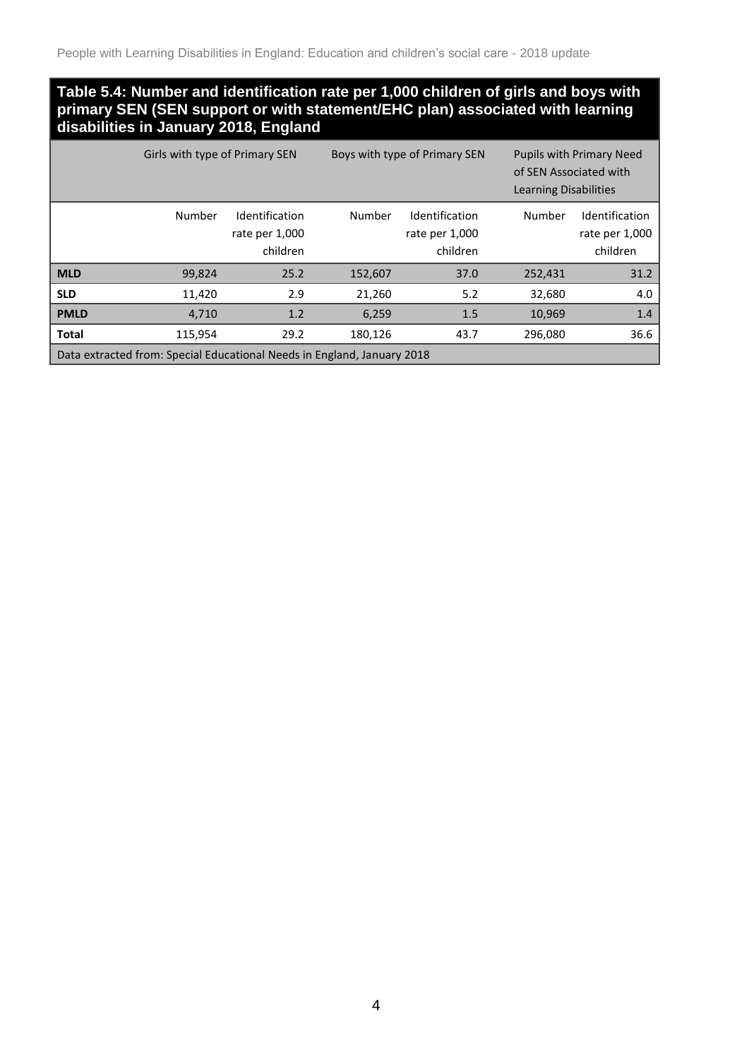**Table 5.4: Number and identification rate per 1,000 children of girls and boys with primary SEN (SEN support or with statement/EHC plan) associated with learning disabilities in January 2018, England**

| | Girls with type of Primary SEN | | Boys with type of Primary SEN | | Pupils with Primary Need of SEN Associated with Learning Disabilities | |
|---|---|---|---|---|---|---|
| | Number | Identification rate per 1,000 children | Number | Identification rate per 1,000 children | Number | Identification rate per 1,000 children |
| **MLD** | 99,824 | 25.2 | 152,607 | 37.0 | 252,431 | 31.2 |
| **SLD** | 11,420 | 2.9 | 21,260 | 5.2 | 32,680 | 4.0 |
| **PMLD** | 4,710 | 1.2 | 6,259 | 1.5 | 10,969 | 1.4 |
| **Total** | 115,954 | 29.2 | 180,126 | 43.7 | 296,080 | 36.6 |

Data extracted from: Special Educational Needs in England, January 2018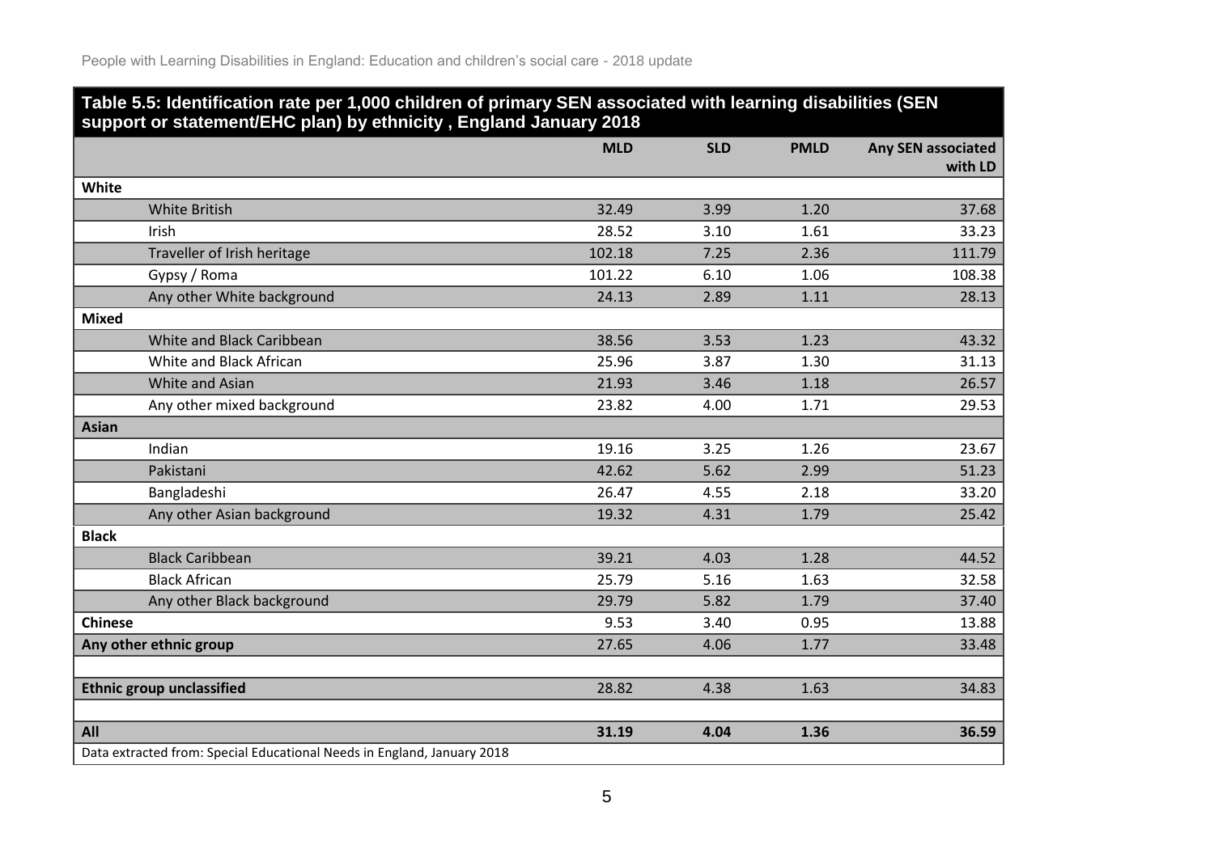**Table 5.5: Identification rate per 1,000 children of primary SEN associated with learning disabilities (SEN support or statement/EHC plan) by ethnicity , England January 2018**

| | MLD | SLD | PMLD | Any SEN associated with LD |
|---|---|---|---|---|
| **White** | | | | |
| White British | 32.49 | 3.99 | 1.20 | 37.68 |
| Irish | 28.52 | 3.10 | 1.61 | 33.23 |
| Traveller of Irish heritage | 102.18 | 7.25 | 2.36 | 111.79 |
| Gypsy / Roma | 101.22 | 6.10 | 1.06 | 108.38 |
| Any other White background | 24.13 | 2.89 | 1.11 | 28.13 |
| **Mixed** | | | | |
| White and Black Caribbean | 38.56 | 3.53 | 1.23 | 43.32 |
| White and Black African | 25.96 | 3.87 | 1.30 | 31.13 |
| White and Asian | 21.93 | 3.46 | 1.18 | 26.57 |
| Any other mixed background | 23.82 | 4.00 | 1.71 | 29.53 |
| **Asian** | | | | |
| Indian | 19.16 | 3.25 | 1.26 | 23.67 |
| Pakistani | 42.62 | 5.62 | 2.99 | 51.23 |
| Bangladeshi | 26.47 | 4.55 | 2.18 | 33.20 |
| Any other Asian background | 19.32 | 4.31 | 1.79 | 25.42 |
| **Black** | | | | |
| Black Caribbean | 39.21 | 4.03 | 1.28 | 44.52 |
| Black African | 25.79 | 5.16 | 1.63 | 32.58 |
| Any other Black background | 29.79 | 5.82 | 1.79 | 37.40 |
| **Chinese** | 9.53 | 3.40 | 0.95 | 13.88 |
| **Any other ethnic group** | 27.65 | 4.06 | 1.77 | 33.48 |
| | | | | |
| **Ethnic group unclassified** | 28.82 | 4.38 | 1.63 | 34.83 |
| | | | | |
| **All** | **31.19** | **4.04** | **1.36** | **36.59** |

Data extracted from: Special Educational Needs in England, January 2018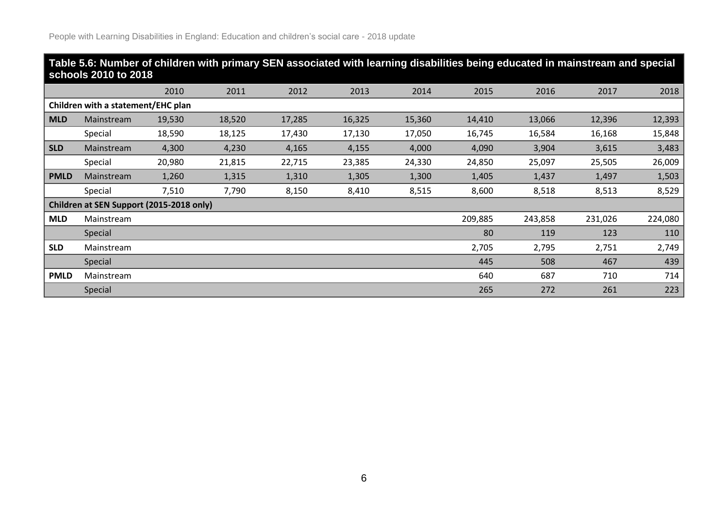**Table 5.6: Number of children with primary SEN associated with learning disabilities being educated in mainstream and special schools 2010 to 2018**

| | | 2010 | 2011 | 2012 | 2013 | 2014 | 2015 | 2016 | 2017 | 2018 |
|---|---|---|---|---|---|---|---|---|---|---|
| **Children with a statement/EHC plan** | | | | | | | | | | |
| **MLD** | Mainstream | 19,530 | 18,520 | 17,285 | 16,325 | 15,360 | 14,410 | 13,066 | 12,396 | 12,393 |
| | Special | 18,590 | 18,125 | 17,430 | 17,130 | 17,050 | 16,745 | 16,584 | 16,168 | 15,848 |
| **SLD** | Mainstream | 4,300 | 4,230 | 4,165 | 4,155 | 4,000 | 4,090 | 3,904 | 3,615 | 3,483 |
| | Special | 20,980 | 21,815 | 22,715 | 23,385 | 24,330 | 24,850 | 25,097 | 25,505 | 26,009 |
| **PMLD** | Mainstream | 1,260 | 1,315 | 1,310 | 1,305 | 1,300 | 1,405 | 1,437 | 1,497 | 1,503 |
| | Special | 7,510 | 7,790 | 8,150 | 8,410 | 8,515 | 8,600 | 8,518 | 8,513 | 8,529 |
| **Children at SEN Support (2015-2018 only)** | | | | | | | | | | |
| **MLD** | Mainstream | | | | | | 209,885 | 243,858 | 231,026 | 224,080 |
| | Special | | | | | | 80 | 119 | 123 | 110 |
| **SLD** | Mainstream | | | | | | 2,705 | 2,795 | 2,751 | 2,749 |
| | Special | | | | | | 445 | 508 | 467 | 439 |
| **PMLD** | Mainstream | | | | | | 640 | 687 | 710 | 714 |
| | Special | | | | | | 265 | 272 | 261 | 223 |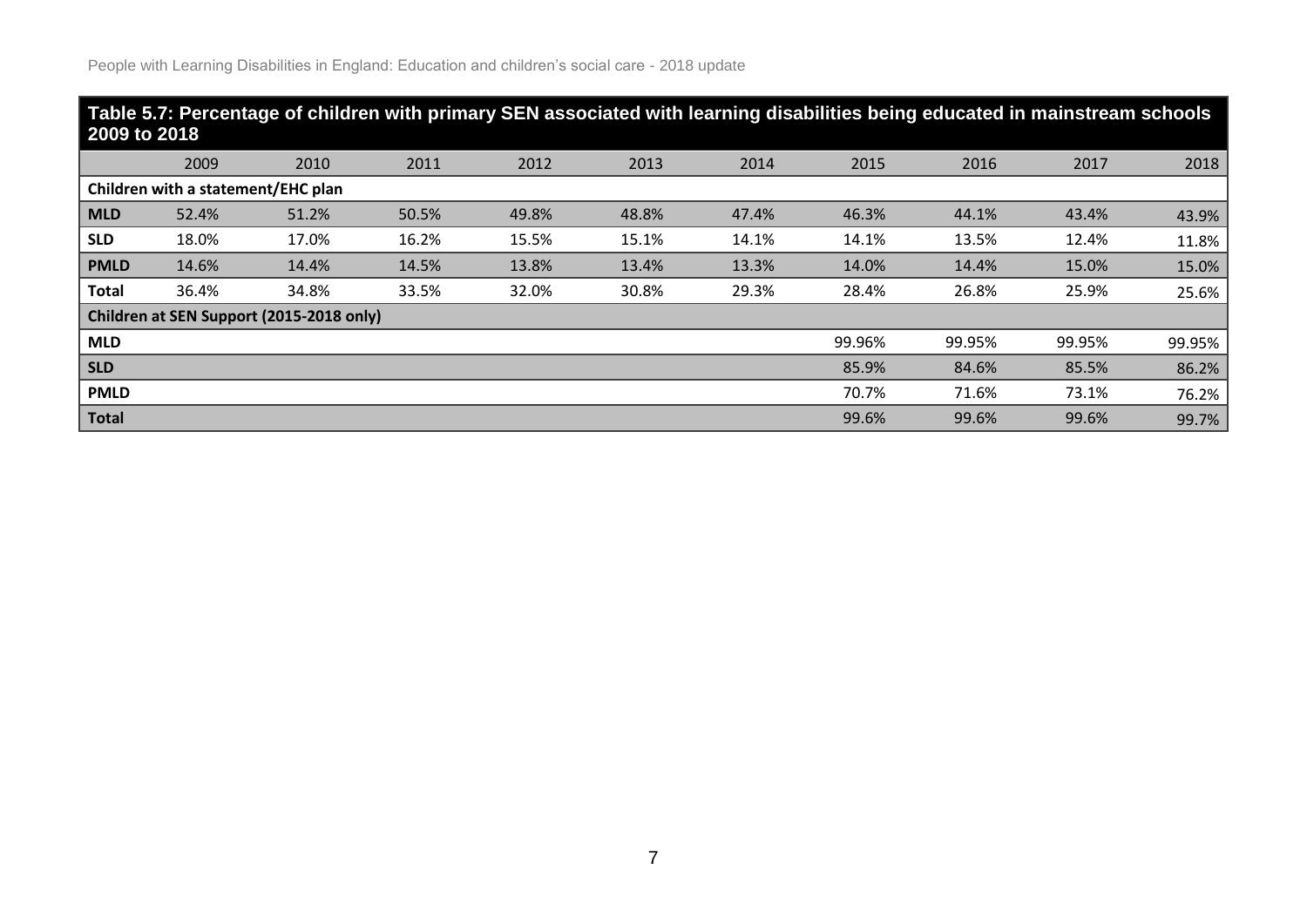**Table 5.7: Percentage of children with primary SEN associated with learning disabilities being educated in mainstream schools 2009 to 2018**

| | 2009 | 2010 | 2011 | 2012 | 2013 | 2014 | 2015 | 2016 | 2017 | 2018 |
|---|---|---|---|---|---|---|---|---|---|---|
| **Children with a statement/EHC plan** | | | | | | | | | | |
| **MLD** | 52.4% | 51.2% | 50.5% | 49.8% | 48.8% | 47.4% | 46.3% | 44.1% | 43.4% | 43.9% |
| **SLD** | 18.0% | 17.0% | 16.2% | 15.5% | 15.1% | 14.1% | 14.1% | 13.5% | 12.4% | 11.8% |
| **PMLD** | 14.6% | 14.4% | 14.5% | 13.8% | 13.4% | 13.3% | 14.0% | 14.4% | 15.0% | 15.0% |
| **Total** | 36.4% | 34.8% | 33.5% | 32.0% | 30.8% | 29.3% | 28.4% | 26.8% | 25.9% | 25.6% |
| **Children at SEN Support (2015-2018 only)** | | | | | | | | | | |
| **MLD** | | | | | | | 99.96% | 99.95% | 99.95% | 99.95% |
| **SLD** | | | | | | | 85.9% | 84.6% | 85.5% | 86.2% |
| **PMLD** | | | | | | | 70.7% | 71.6% | 73.1% | 76.2% |
| **Total** | | | | | | | 99.6% | 99.6% | 99.6% | 99.7% |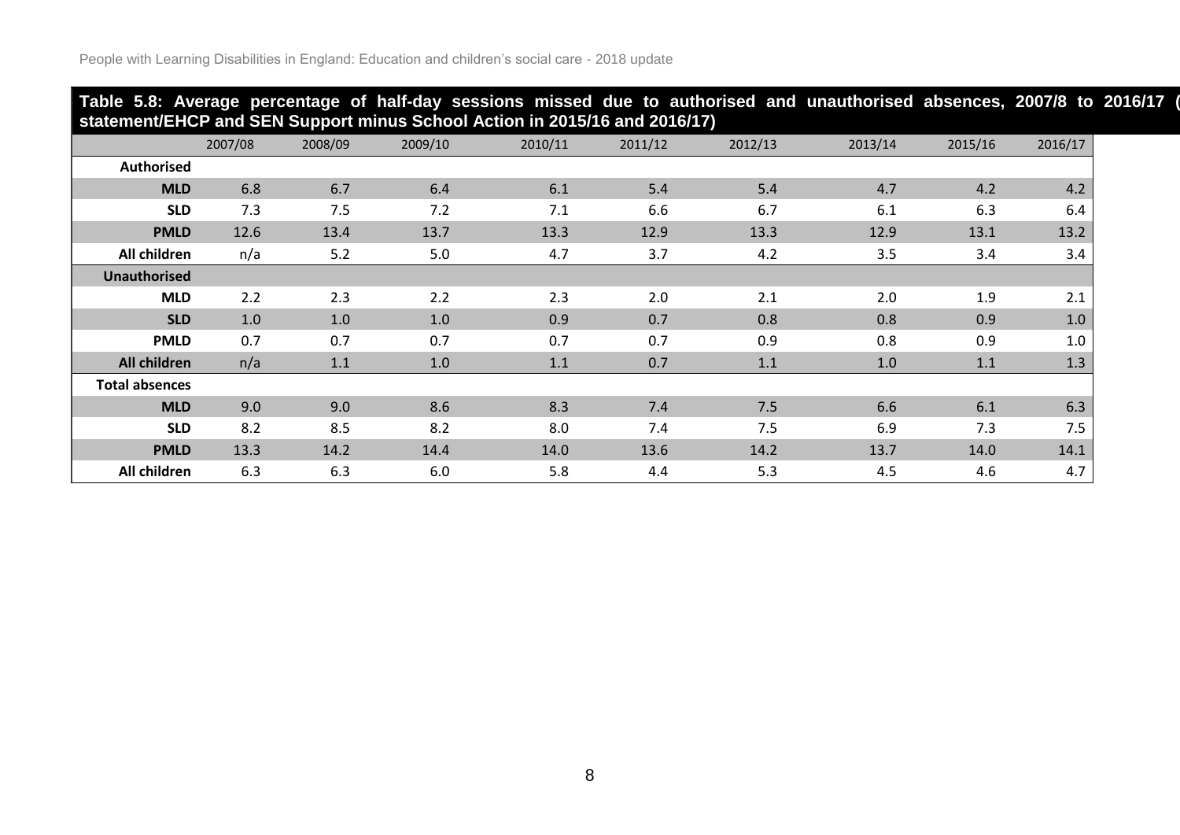**Table 5.8: Average percentage of half-day sessions missed due to authorised and unauthorised absences, 2007/8 to 2016/17 (statement/EHCP and SEN Support minus School Action in 2015/16 and 2016/17)**

| | 2007/08 | 2008/09 | 2009/10 | 2010/11 | 2011/12 | 2012/13 | 2013/14 | 2015/16 | 2016/17 |
|---|---|---|---|---|---|---|---|---|---|
| **Authorised** | | | | | | | | | |
| **MLD** | 6.8 | 6.7 | 6.4 | 6.1 | 5.4 | 5.4 | 4.7 | 4.2 | 4.2 |
| **SLD** | 7.3 | 7.5 | 7.2 | 7.1 | 6.6 | 6.7 | 6.1 | 6.3 | 6.4 |
| **PMLD** | 12.6 | 13.4 | 13.7 | 13.3 | 12.9 | 13.3 | 12.9 | 13.1 | 13.2 |
| **All children** | n/a | 5.2 | 5.0 | 4.7 | 3.7 | 4.2 | 3.5 | 3.4 | 3.4 |
| **Unauthorised** | | | | | | | | | |
| **MLD** | 2.2 | 2.3 | 2.2 | 2.3 | 2.0 | 2.1 | 2.0 | 1.9 | 2.1 |
| **SLD** | 1.0 | 1.0 | 1.0 | 0.9 | 0.7 | 0.8 | 0.8 | 0.9 | 1.0 |
| **PMLD** | 0.7 | 0.7 | 0.7 | 0.7 | 0.7 | 0.9 | 0.8 | 0.9 | 1.0 |
| **All children** | n/a | 1.1 | 1.0 | 1.1 | 0.7 | 1.1 | 1.0 | 1.1 | 1.3 |
| **Total absences** | | | | | | | | | |
| **MLD** | 9.0 | 9.0 | 8.6 | 8.3 | 7.4 | 7.5 | 6.6 | 6.1 | 6.3 |
| **SLD** | 8.2 | 8.5 | 8.2 | 8.0 | 7.4 | 7.5 | 6.9 | 7.3 | 7.5 |
| **PMLD** | 13.3 | 14.2 | 14.4 | 14.0 | 13.6 | 14.2 | 13.7 | 14.0 | 14.1 |
| **All children** | 6.3 | 6.3 | 6.0 | 5.8 | 4.4 | 5.3 | 4.5 | 4.6 | 4.7 |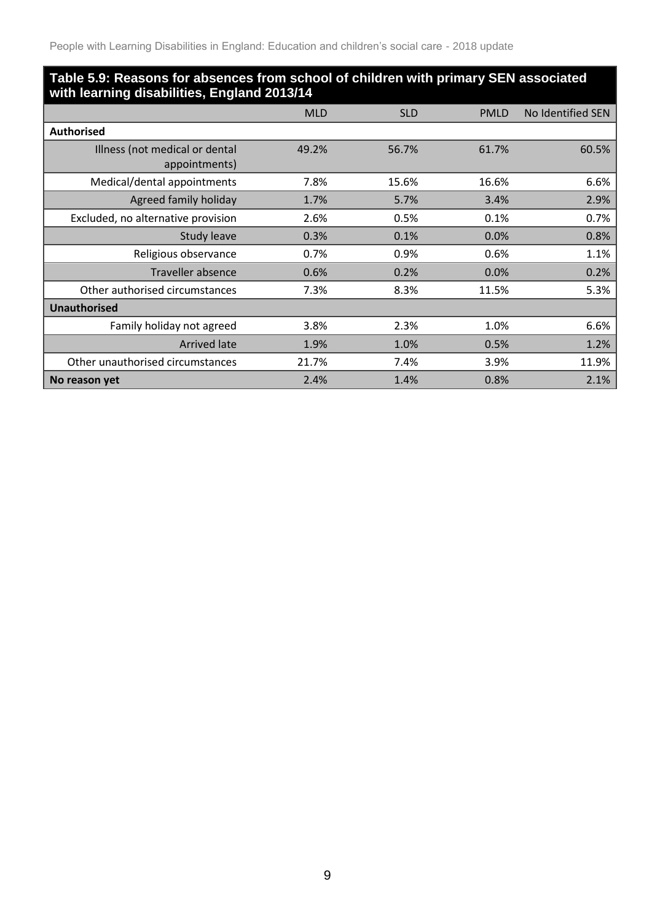**Table 5.9: Reasons for absences from school of children with primary SEN associated with learning disabilities, England 2013/14**

| | MLD | SLD | PMLD | No Identified SEN |
|---|---|---|---|---|
| **Authorised** | | | | |
| Illness (not medical or dental appointments) | 49.2% | 56.7% | 61.7% | 60.5% |
| Medical/dental appointments | 7.8% | 15.6% | 16.6% | 6.6% |
| Agreed family holiday | 1.7% | 5.7% | 3.4% | 2.9% |
| Excluded, no alternative provision | 2.6% | 0.5% | 0.1% | 0.7% |
| Study leave | 0.3% | 0.1% | 0.0% | 0.8% |
| Religious observance | 0.7% | 0.9% | 0.6% | 1.1% |
| Traveller absence | 0.6% | 0.2% | 0.0% | 0.2% |
| Other authorised circumstances | 7.3% | 8.3% | 11.5% | 5.3% |
| **Unauthorised** | | | | |
| Family holiday not agreed | 3.8% | 2.3% | 1.0% | 6.6% |
| Arrived late | 1.9% | 1.0% | 0.5% | 1.2% |
| Other unauthorised circumstances | 21.7% | 7.4% | 3.9% | 11.9% |
| **No reason yet** | 2.4% | 1.4% | 0.8% | 2.1% |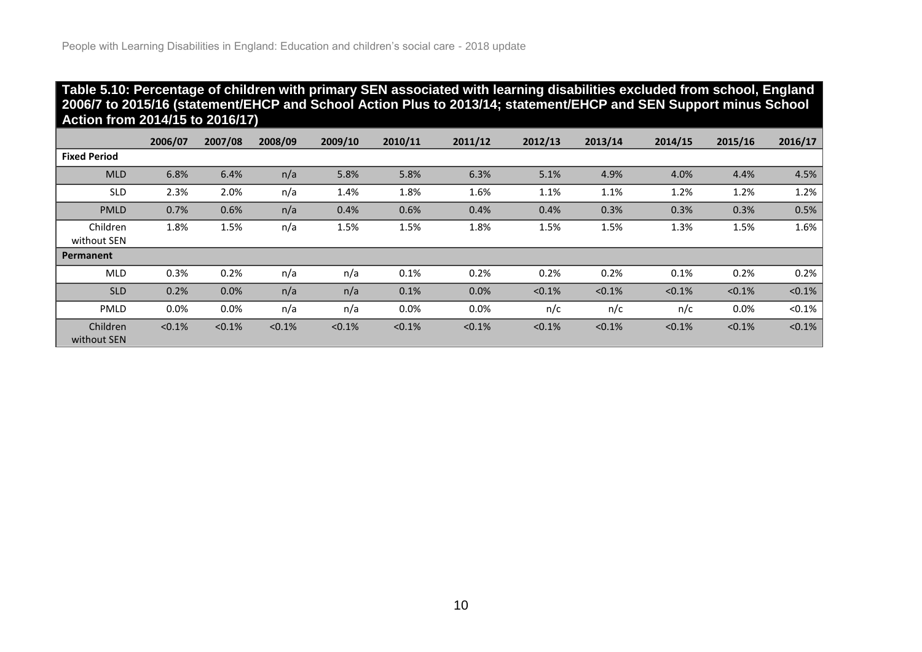**Table 5.10: Percentage of children with primary SEN associated with learning disabilities excluded from school, England 2006/7 to 2015/16 (statement/EHCP and School Action Plus to 2013/14; statement/EHCP and SEN Support minus School Action from 2014/15 to 2016/17)**

| | 2006/07 | 2007/08 | 2008/09 | 2009/10 | 2010/11 | 2011/12 | 2012/13 | 2013/14 | 2014/15 | 2015/16 | 2016/17 |
|---|---|---|---|---|---|---|---|---|---|---|---|
| **Fixed Period** | | | | | | | | | | | |
| MLD | 6.8% | 6.4% | n/a | 5.8% | 5.8% | 6.3% | 5.1% | 4.9% | 4.0% | 4.4% | 4.5% |
| SLD | 2.3% | 2.0% | n/a | 1.4% | 1.8% | 1.6% | 1.1% | 1.1% | 1.2% | 1.2% | 1.2% |
| PMLD | 0.7% | 0.6% | n/a | 0.4% | 0.6% | 0.4% | 0.4% | 0.3% | 0.3% | 0.3% | 0.5% |
| Children without SEN | 1.8% | 1.5% | n/a | 1.5% | 1.5% | 1.8% | 1.5% | 1.5% | 1.3% | 1.5% | 1.6% |
| **Permanent** | | | | | | | | | | | |
| MLD | 0.3% | 0.2% | n/a | n/a | 0.1% | 0.2% | 0.2% | 0.2% | 0.1% | 0.2% | 0.2% |
| SLD | 0.2% | 0.0% | n/a | n/a | 0.1% | 0.0% | <0.1% | <0.1% | <0.1% | <0.1% | <0.1% |
| PMLD | 0.0% | 0.0% | n/a | n/a | 0.0% | 0.0% | n/c | n/c | n/c | 0.0% | <0.1% |
| Children without SEN | <0.1% | <0.1% | <0.1% | <0.1% | <0.1% | <0.1% | <0.1% | <0.1% | <0.1% | <0.1% | <0.1% |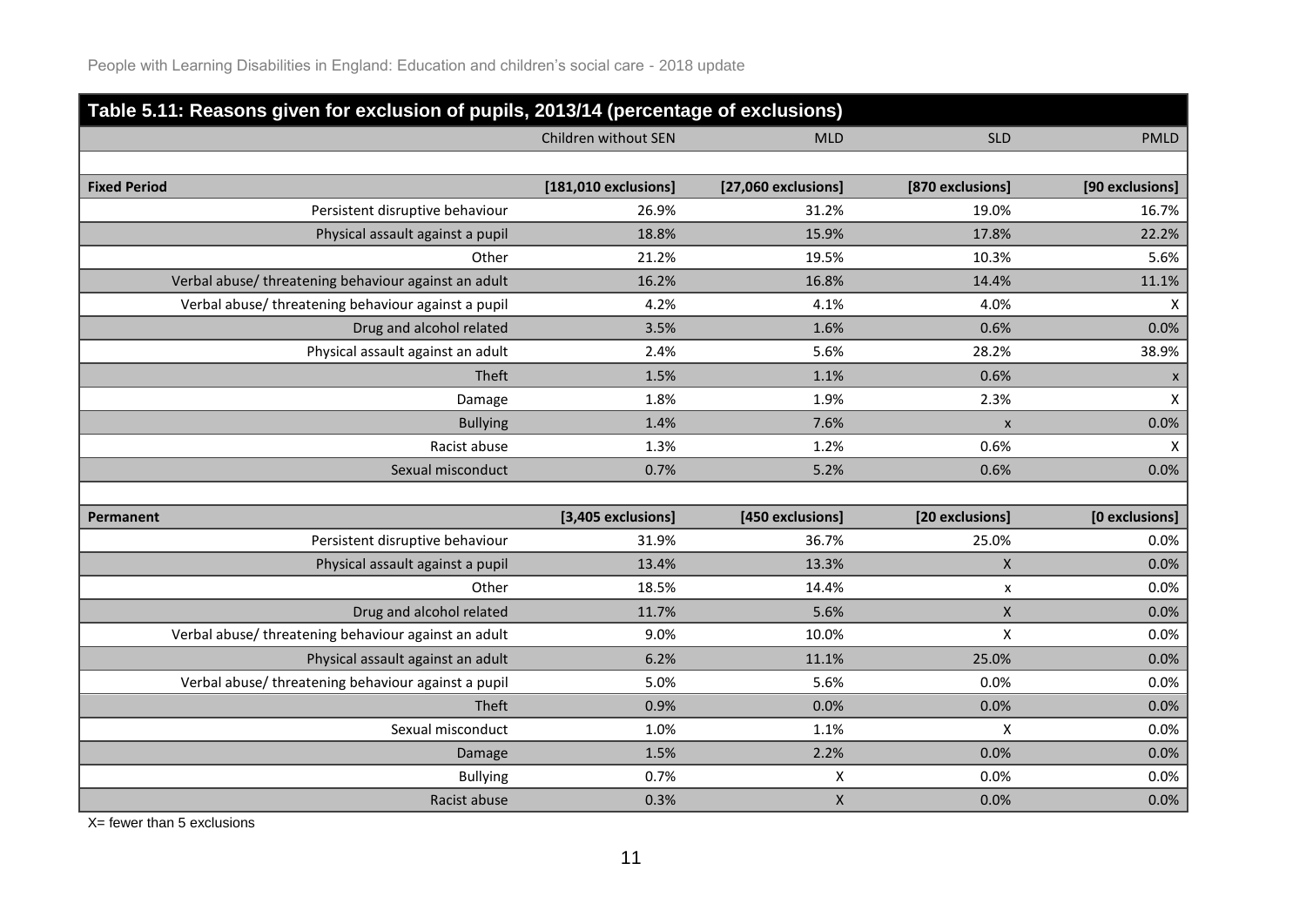**Table 5.11: Reasons given for exclusion of pupils, 2013/14 (percentage of exclusions)**

| | Children without SEN | MLD | SLD | PMLD |
|---|---|---|---|---|
| **Fixed Period** | **[181,010 exclusions]** | **[27,060 exclusions]** | **[870 exclusions]** | **[90 exclusions]** |
| Persistent disruptive behaviour | 26.9% | 31.2% | 19.0% | 16.7% |
| Physical assault against a pupil | 18.8% | 15.9% | 17.8% | 22.2% |
| Other | 21.2% | 19.5% | 10.3% | 5.6% |
| Verbal abuse/ threatening behaviour against an adult | 16.2% | 16.8% | 14.4% | 11.1% |
| Verbal abuse/ threatening behaviour against a pupil | 4.2% | 4.1% | 4.0% | X |
| Drug and alcohol related | 3.5% | 1.6% | 0.6% | 0.0% |
| Physical assault against an adult | 2.4% | 5.6% | 28.2% | 38.9% |
| Theft | 1.5% | 1.1% | 0.6% | x |
| Damage | 1.8% | 1.9% | 2.3% | X |
| Bullying | 1.4% | 7.6% | x | 0.0% |
| Racist abuse | 1.3% | 1.2% | 0.6% | X |
| Sexual misconduct | 0.7% | 5.2% | 0.6% | 0.0% |
| **Permanent** | **[3,405 exclusions]** | **[450 exclusions]** | **[20 exclusions]** | **[0 exclusions]** |
| Persistent disruptive behaviour | 31.9% | 36.7% | 25.0% | 0.0% |
| Physical assault against a pupil | 13.4% | 13.3% | X | 0.0% |
| Other | 18.5% | 14.4% | x | 0.0% |
| Drug and alcohol related | 11.7% | 5.6% | X | 0.0% |
| Verbal abuse/ threatening behaviour against an adult | 9.0% | 10.0% | X | 0.0% |
| Physical assault against an adult | 6.2% | 11.1% | 25.0% | 0.0% |
| Verbal abuse/ threatening behaviour against a pupil | 5.0% | 5.6% | 0.0% | 0.0% |
| Theft | 0.9% | 0.0% | 0.0% | 0.0% |
| Sexual misconduct | 1.0% | 1.1% | X | 0.0% |
| Damage | 1.5% | 2.2% | 0.0% | 0.0% |
| Bullying | 0.7% | X | 0.0% | 0.0% |
| Racist abuse | 0.3% | X | 0.0% | 0.0% |

X= fewer than 5 exclusions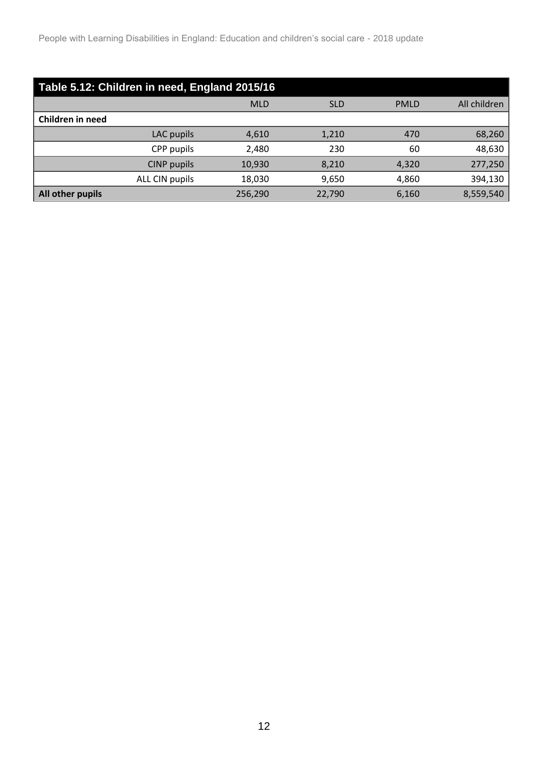**Table 5.12: Children in need, England 2015/16**

| | MLD | SLD | PMLD | All children |
|---|---|---|---|---|
| **Children in need** | | | | |
| LAC pupils | 4,610 | 1,210 | 470 | 68,260 |
| CPP pupils | 2,480 | 230 | 60 | 48,630 |
| CINP pupils | 10,930 | 8,210 | 4,320 | 277,250 |
| ALL CIN pupils | 18,030 | 9,650 | 4,860 | 394,130 |
| **All other pupils** | 256,290 | 22,790 | 6,160 | 8,559,540 |